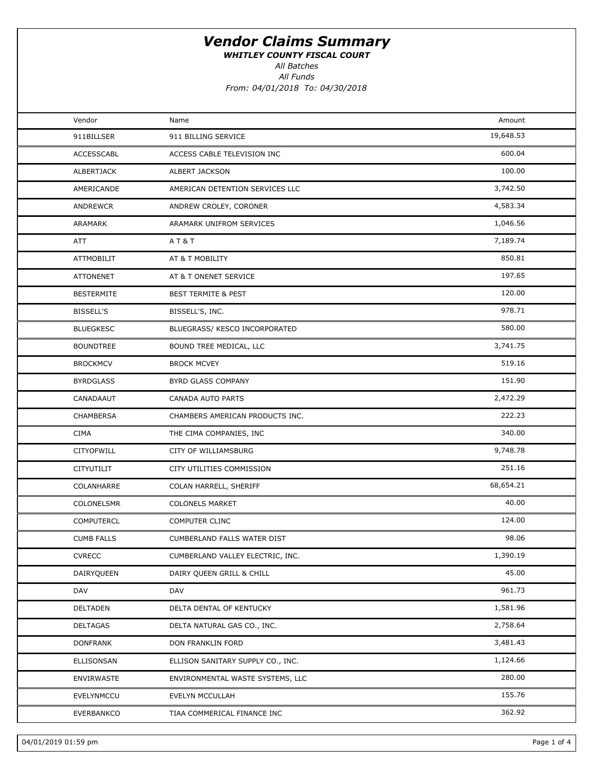# Vendor Claims Summary

***WHITLEY COUNTY FISCAL COURT***

*All Batches*

*All Funds*

*From: 04/01/2018 To: 04/30/2018*

| Vendor | Name | Amount |
|---|---|---|
| 911BILLSER | 911 BILLING SERVICE | 19,648.53 |
| ACCESSCABL | ACCESS CABLE TELEVISION INC | 600.04 |
| ALBERTJACK | ALBERT JACKSON | 100.00 |
| AMERICANDE | AMERICAN DETENTION SERVICES LLC | 3,742.50 |
| ANDREWCR | ANDREW CROLEY, CORONER | 4,583.34 |
| ARAMARK | ARAMARK UNIFROM SERVICES | 1,046.56 |
| ATT | A T & T | 7,189.74 |
| ATTMOBILIT | AT & T MOBILITY | 850.81 |
| ATTONENET | AT & T ONENET SERVICE | 197.65 |
| BESTERMITE | BEST TERMITE & PEST | 120.00 |
| BISSELL'S | BISSELL'S, INC. | 978.71 |
| BLUEGKESC | BLUEGRASS/ KESCO INCORPORATED | 580.00 |
| BOUNDTREE | BOUND TREE MEDICAL, LLC | 3,741.75 |
| BROCKMCV | BROCK MCVEY | 519.16 |
| BYRDGLASS | BYRD GLASS COMPANY | 151.90 |
| CANADAAUT | CANADA AUTO PARTS | 2,472.29 |
| CHAMBERSA | CHAMBERS AMERICAN PRODUCTS INC. | 222.23 |
| CIMA | THE CIMA COMPANIES, INC | 340.00 |
| CITYOFWILL | CITY OF WILLIAMSBURG | 9,748.78 |
| CITYUTILIT | CITY UTILITIES COMMISSION | 251.16 |
| COLANHARRE | COLAN HARRELL, SHERIFF | 68,654.21 |
| COLONELSMR | COLONELS MARKET | 40.00 |
| COMPUTERCL | COMPUTER CLINC | 124.00 |
| CUMB FALLS | CUMBERLAND FALLS WATER DIST | 98.06 |
| CVRECC | CUMBERLAND VALLEY ELECTRIC, INC. | 1,390.19 |
| DAIRYQUEEN | DAIRY QUEEN GRILL & CHILL | 45.00 |
| DAV | DAV | 961.73 |
| DELTADEN | DELTA DENTAL OF KENTUCKY | 1,581.96 |
| DELTAGAS | DELTA NATURAL GAS CO., INC. | 2,758.64 |
| DONFRANK | DON FRANKLIN FORD | 3,481.43 |
| ELLISONSAN | ELLISON SANITARY SUPPLY CO., INC. | 1,124.66 |
| ENVIRWASTE | ENVIRONMENTAL WASTE SYSTEMS, LLC | 280.00 |
| EVELYNMCCU | EVELYN MCCULLAH | 155.76 |
| EVERBANKCO | TIAA COMMERICAL FINANCE INC | 362.92 |

04/01/2019 01:59 pm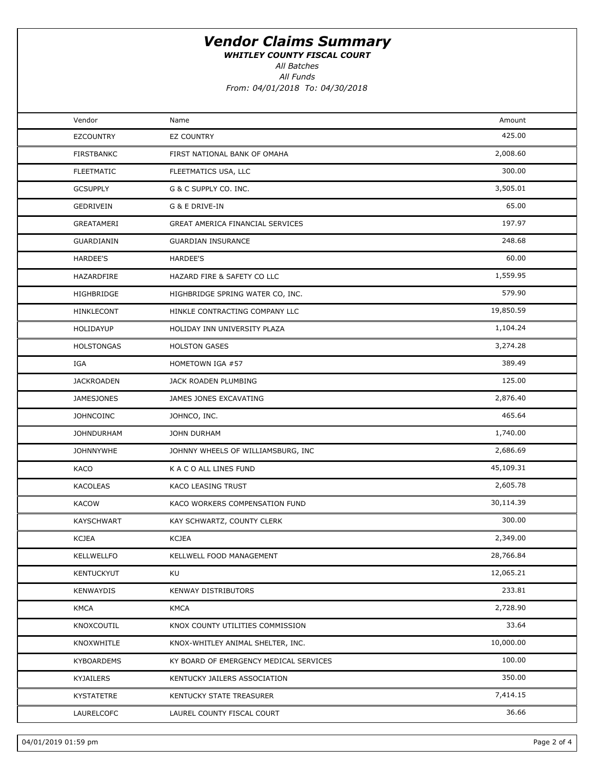# Vendor Claims Summary

***WHITLEY COUNTY FISCAL COURT***

*All Batches*

*All Funds*

*From: 04/01/2018 To: 04/30/2018*

| Vendor | Name | Amount |
|---|---|---|
| EZCOUNTRY | EZ COUNTRY | 425.00 |
| FIRSTBANKC | FIRST NATIONAL BANK OF OMAHA | 2,008.60 |
| FLEETMATIC | FLEETMATICS USA, LLC | 300.00 |
| GCSUPPLY | G & C SUPPLY CO. INC. | 3,505.01 |
| GEDRIVEIN | G & E DRIVE-IN | 65.00 |
| GREATAMERI | GREAT AMERICA FINANCIAL SERVICES | 197.97 |
| GUARDIANIN | GUARDIAN INSURANCE | 248.68 |
| HARDEE'S | HARDEE'S | 60.00 |
| HAZARDFIRE | HAZARD FIRE & SAFETY CO LLC | 1,559.95 |
| HIGHBRIDGE | HIGHBRIDGE SPRING WATER CO, INC. | 579.90 |
| HINKLECONT | HINKLE CONTRACTING COMPANY LLC | 19,850.59 |
| HOLIDAYUP | HOLIDAY INN UNIVERSITY PLAZA | 1,104.24 |
| HOLSTONGAS | HOLSTON GASES | 3,274.28 |
| IGA | HOMETOWN IGA #57 | 389.49 |
| JACKROADEN | JACK ROADEN PLUMBING | 125.00 |
| JAMESJONES | JAMES JONES EXCAVATING | 2,876.40 |
| JOHNCOINC | JOHNCO, INC. | 465.64 |
| JOHNDURHAM | JOHN DURHAM | 1,740.00 |
| JOHNNYWHE | JOHNNY WHEELS OF WILLIAMSBURG, INC | 2,686.69 |
| KACO | K A C O ALL LINES FUND | 45,109.31 |
| KACOLEAS | KACO LEASING TRUST | 2,605.78 |
| KACOW | KACO WORKERS COMPENSATION FUND | 30,114.39 |
| KAYSCHWART | KAY SCHWARTZ, COUNTY CLERK | 300.00 |
| KCJEA | KCJEA | 2,349.00 |
| KELLWELLFO | KELLWELL FOOD MANAGEMENT | 28,766.84 |
| KENTUCKYUT | KU | 12,065.21 |
| KENWAYDIS | KENWAY DISTRIBUTORS | 233.81 |
| KMCA | KMCA | 2,728.90 |
| KNOXCOUTIL | KNOX COUNTY UTILITIES COMMISSION | 33.64 |
| KNOXWHITLE | KNOX-WHITLEY ANIMAL SHELTER, INC. | 10,000.00 |
| KYBOARDEMS | KY BOARD OF EMERGENCY MEDICAL SERVICES | 100.00 |
| KYJAILERS | KENTUCKY JAILERS ASSOCIATION | 350.00 |
| KYSTATETRE | KENTUCKY STATE TREASURER | 7,414.15 |
| LAURELCOFC | LAUREL COUNTY FISCAL COURT | 36.66 |

04/01/2019 01:59 pm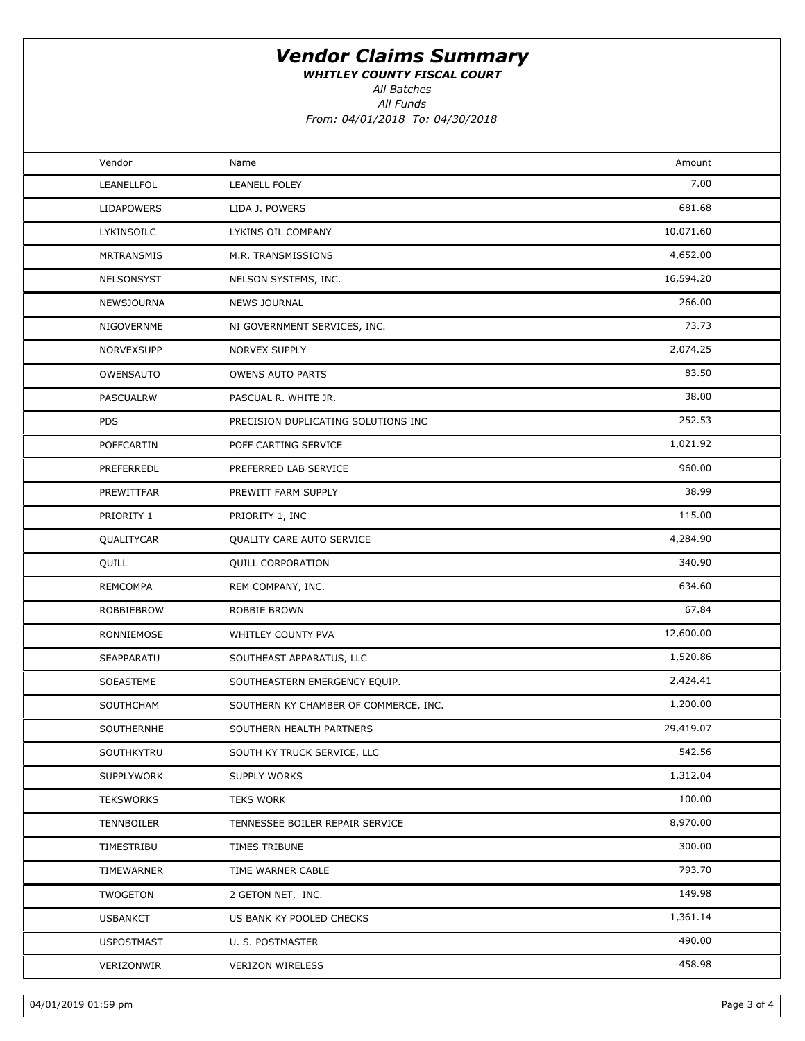# Vendor Claims Summary

***WHITLEY COUNTY FISCAL COURT***

*All Batches*

*All Funds*

*From: 04/01/2018 To: 04/30/2018*

| Vendor | Name | Amount |
|---|---|---|
| LEANELLFOL | LEANELL FOLEY | 7.00 |
| LIDAPOWERS | LIDA J. POWERS | 681.68 |
| LYKINSOILC | LYKINS OIL COMPANY | 10,071.60 |
| MRTRANSMIS | M.R. TRANSMISSIONS | 4,652.00 |
| NELSONSYST | NELSON SYSTEMS, INC. | 16,594.20 |
| NEWSJOURNA | NEWS JOURNAL | 266.00 |
| NIGOVERNME | NI GOVERNMENT SERVICES, INC. | 73.73 |
| NORVEXSUPP | NORVEX SUPPLY | 2,074.25 |
| OWENSAUTO | OWENS AUTO PARTS | 83.50 |
| PASCUALRW | PASCUAL R. WHITE JR. | 38.00 |
| PDS | PRECISION DUPLICATING SOLUTIONS INC | 252.53 |
| POFFCARTIN | POFF CARTING SERVICE | 1,021.92 |
| PREFERREDL | PREFERRED LAB SERVICE | 960.00 |
| PREWITTFAR | PREWITT FARM SUPPLY | 38.99 |
| PRIORITY 1 | PRIORITY 1, INC | 115.00 |
| QUALITYCAR | QUALITY CARE AUTO SERVICE | 4,284.90 |
| QUILL | QUILL CORPORATION | 340.90 |
| REMCOMPA | REM COMPANY, INC. | 634.60 |
| ROBBIEBROW | ROBBIE BROWN | 67.84 |
| RONNIEMOSE | WHITLEY COUNTY PVA | 12,600.00 |
| SEAPPARATU | SOUTHEAST APPARATUS, LLC | 1,520.86 |
| SOEASTEME | SOUTHEASTERN EMERGENCY EQUIP. | 2,424.41 |
| SOUTHCHAM | SOUTHERN KY CHAMBER OF COMMERCE, INC. | 1,200.00 |
| SOUTHERNHE | SOUTHERN HEALTH PARTNERS | 29,419.07 |
| SOUTHKYTRU | SOUTH KY TRUCK SERVICE, LLC | 542.56 |
| SUPPLYWORK | SUPPLY WORKS | 1,312.04 |
| TEKSWORKS | TEKS WORK | 100.00 |
| TENNBOILER | TENNESSEE BOILER REPAIR SERVICE | 8,970.00 |
| TIMESTRIBU | TIMES TRIBUNE | 300.00 |
| TIMEWARNER | TIME WARNER CABLE | 793.70 |
| TWOGETON | 2 GETON NET, INC. | 149.98 |
| USBANKCT | US BANK KY POOLED CHECKS | 1,361.14 |
| USPOSTMAST | U. S. POSTMASTER | 490.00 |
| VERIZONWIR | VERIZON WIRELESS | 458.98 |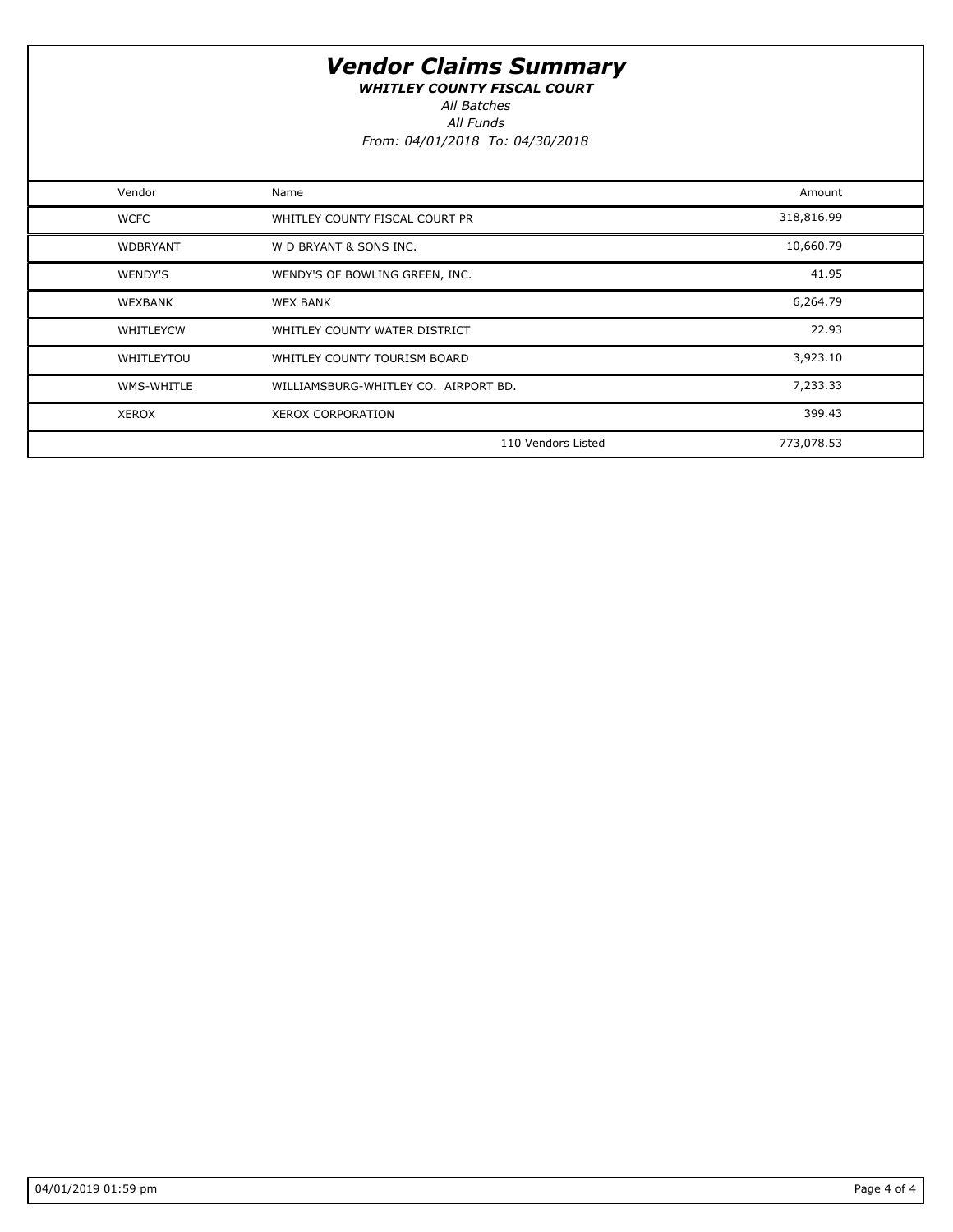# *Vendor Claims Summary*

***WHITLEY COUNTY FISCAL COURT***

*All Batches*

*All Funds*

*From: 04/01/2018 To: 04/30/2018*

| Vendor | Name | Amount |
|---|---|---|
| WCFC | WHITLEY COUNTY FISCAL COURT PR | 318,816.99 |
| WDBRYANT | W D BRYANT & SONS INC. | 10,660.79 |
| WENDY'S | WENDY'S OF BOWLING GREEN, INC. | 41.95 |
| WEXBANK | WEX BANK | 6,264.79 |
| WHITLEYCW | WHITLEY COUNTY WATER DISTRICT | 22.93 |
| WHITLEYTOU | WHITLEY COUNTY TOURISM BOARD | 3,923.10 |
| WMS-WHITLE | WILLIAMSBURG-WHITLEY CO. AIRPORT BD. | 7,233.33 |
| XEROX | XEROX CORPORATION | 399.43 |
| | 110 Vendors Listed | 773,078.53 |

04/01/2019 01:59 pm